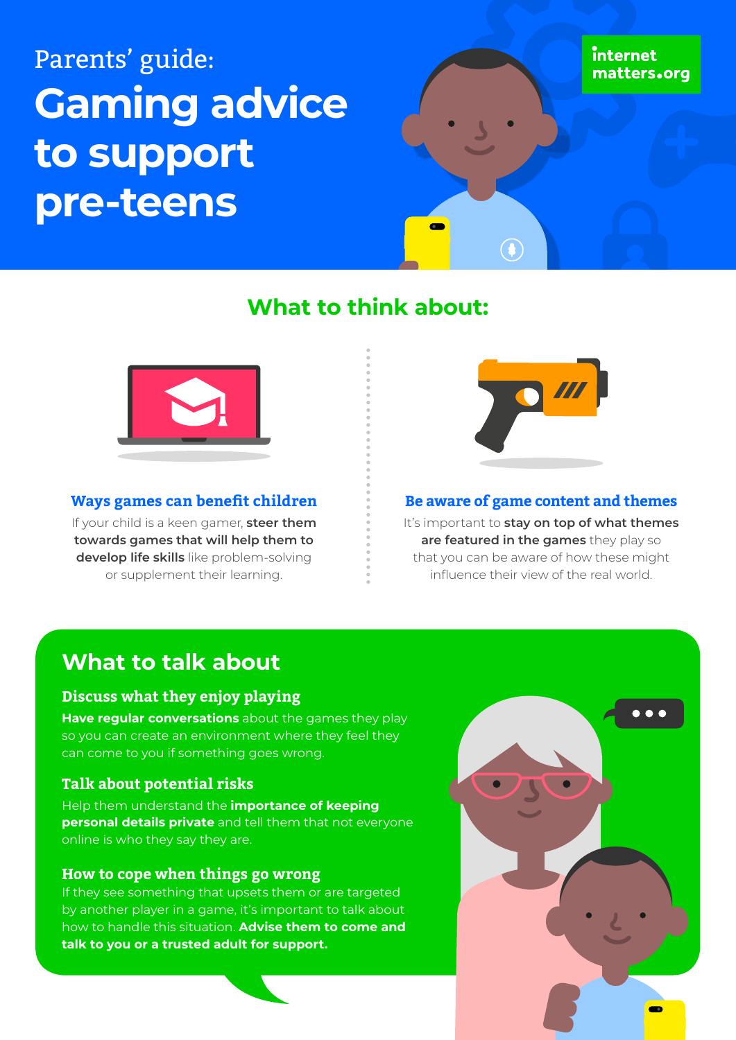internet matters.org

Parents' guide:

# Gaming advice to support pre-teens

## What to think about:

### Ways games can benefit children

If your child is a keen gamer, **steer them towards games that will help them to develop life skills** like problem-solving or supplement their learning.

### Be aware of game content and themes

It's important to **stay on top of what themes are featured in the games** they play so that you can be aware of how these might influence their view of the real world.

## What to talk about

### Discuss what they enjoy playing

**Have regular conversations** about the games they play so you can create an environment where they feel they can come to you if something goes wrong.

### Talk about potential risks

Help them understand the **importance of keeping personal details private** and tell them that not everyone online is who they say they are.

### How to cope when things go wrong

If they see something that upsets them or are targeted by another player in a game, it's important to talk about how to handle this situation. **Advise them to come and talk to you or a trusted adult for support.**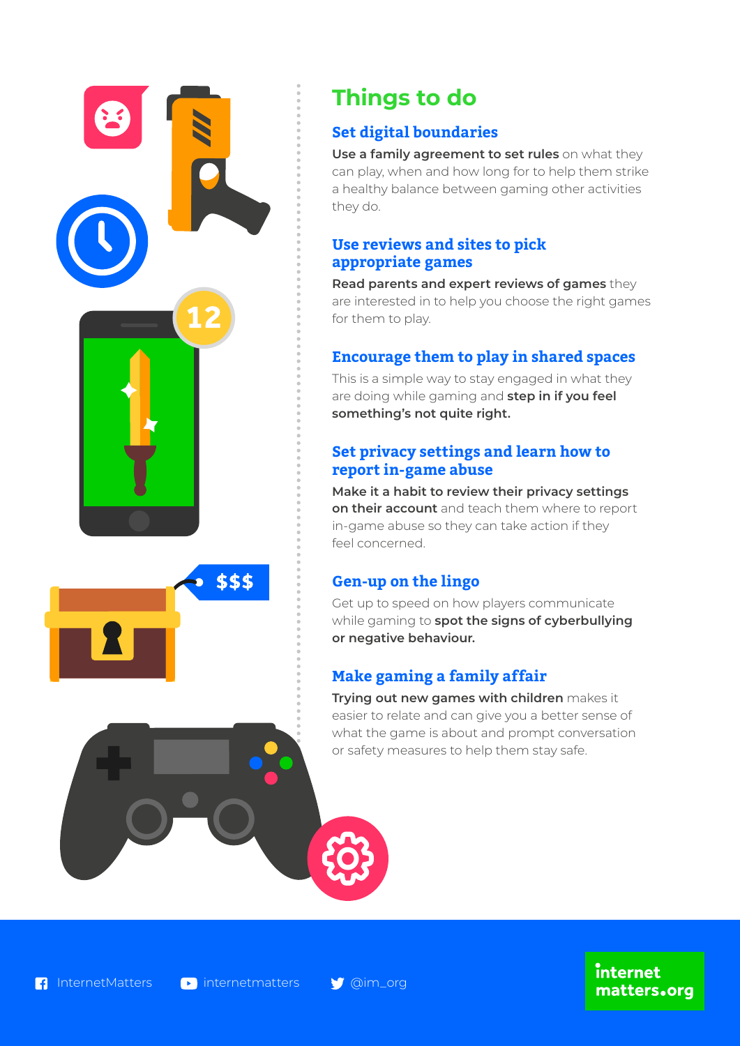# Things to do

### Set digital boundaries

**Use a family agreement to set rules** on what they can play, when and how long for to help them strike a healthy balance between gaming other activities they do.

### Use reviews and sites to pick appropriate games

**Read parents and expert reviews of games** they are interested in to help you choose the right games for them to play.

### Encourage them to play in shared spaces

This is a simple way to stay engaged in what they are doing while gaming and **step in if you feel something's not quite right.**

### Set privacy settings and learn how to report in-game abuse

**Make it a habit to review their privacy settings on their account** and teach them where to report in-game abuse so they can take action if they feel concerned.

### Gen-up on the lingo

Get up to speed on how players communicate while gaming to **spot the signs of cyberbullying or negative behaviour.**

### Make gaming a family affair

**Trying out new games with children** makes it easier to relate and can give you a better sense of what the game is about and prompt conversation or safety measures to help them stay safe.

InternetMatters internetmatters @im_org

internet matters.org